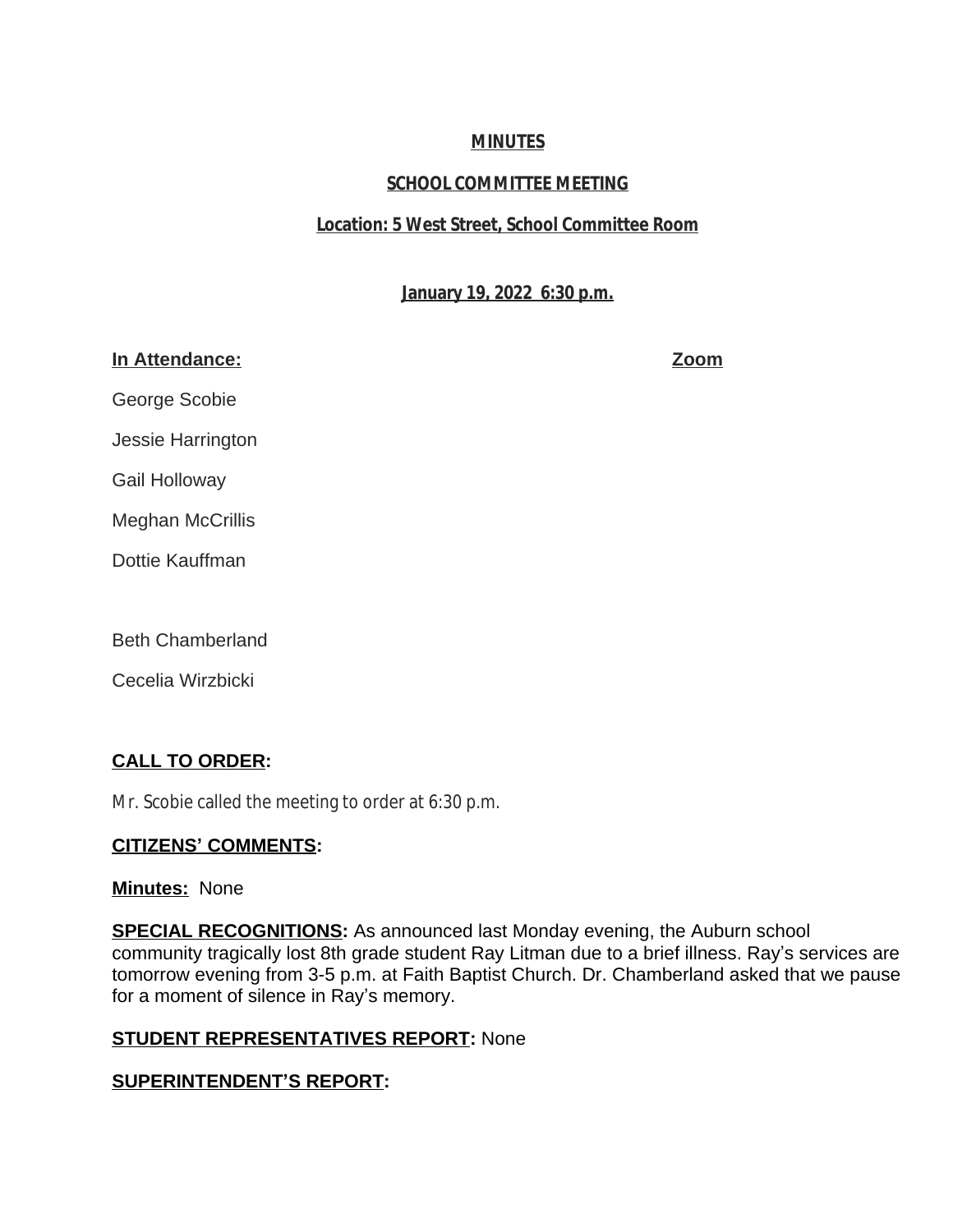**MINUTES**

**SCHOOL COMMITTEE MEETING**

**Location: 5 West Street, School Committee Room**

**January 19, 2022 6:30 p.m.**

| **In Attendance:** | **Zoom** |
| --- | --- |
| George Scobie | |
| Jessie Harrington | |
| Gail Holloway | |
| Meghan McCrillis | |
| Dottie Kauffman | |
| | |
| Beth Chamberland | |
| Cecelia Wirzbicki | |

**CALL TO ORDER:**

Mr. Scobie called the meeting to order at 6:30 p.m.

**CITIZENS' COMMENTS:**

**Minutes:** None

**SPECIAL RECOGNITIONS:** As announced last Monday evening, the Auburn school community tragically lost 8th grade student Ray Litman due to a brief illness. Ray's services are tomorrow evening from 3-5 p.m. at Faith Baptist Church. Dr. Chamberland asked that we pause for a moment of silence in Ray's memory.

**STUDENT REPRESENTATIVES REPORT:** None

**SUPERINTENDENT'S REPORT:**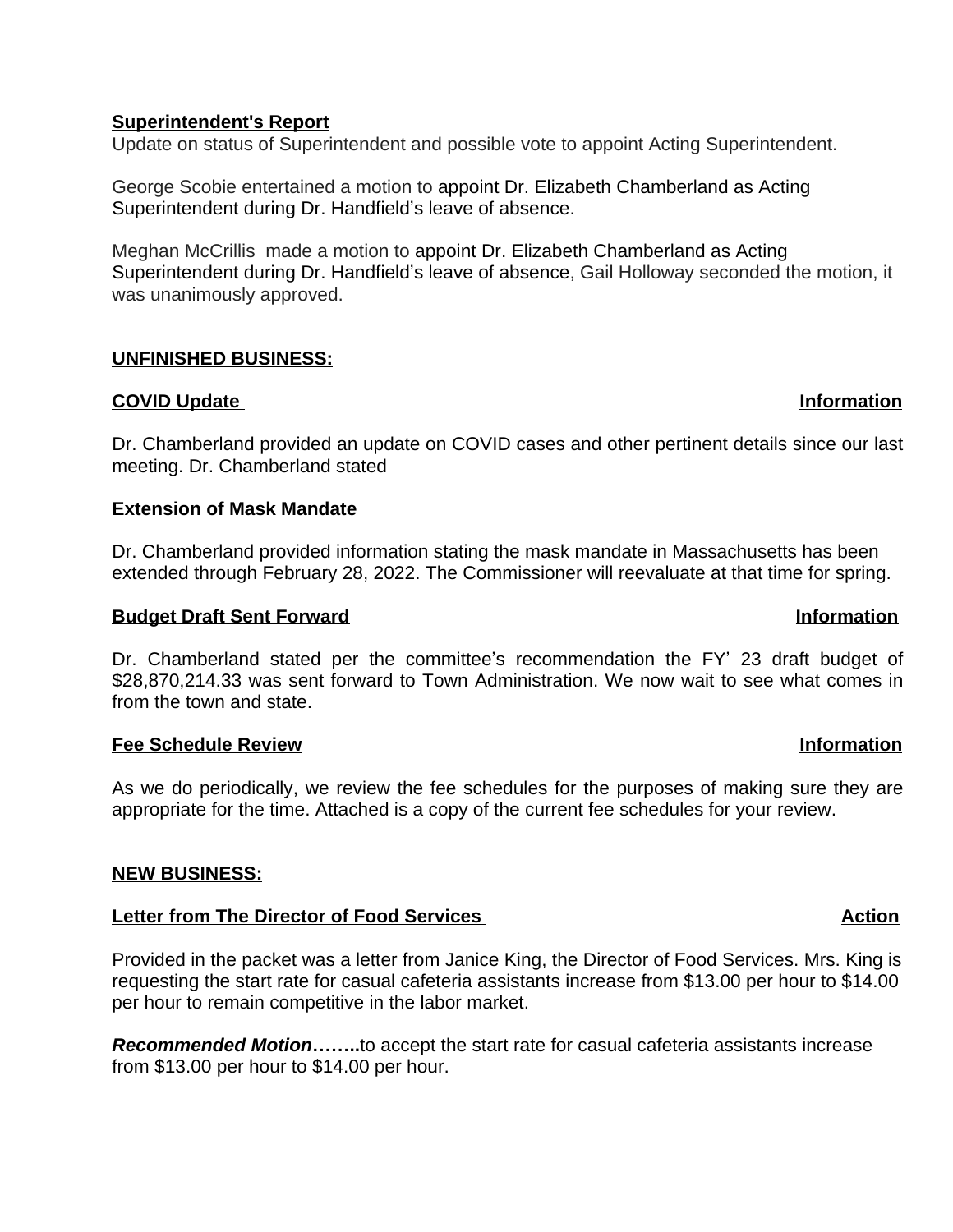**Superintendent's Report**

Update on status of Superintendent and possible vote to appoint Acting Superintendent.

George Scobie entertained a motion to appoint Dr. Elizabeth Chamberland as Acting Superintendent during Dr. Handfield's leave of absence.

Meghan McCrillis made a motion to appoint Dr. Elizabeth Chamberland as Acting Superintendent during Dr. Handfield's leave of absence, Gail Holloway seconded the motion, it was unanimously approved.

**UNFINISHED BUSINESS:**

**COVID Update** **Information**

Dr. Chamberland provided an update on COVID cases and other pertinent details since our last meeting. Dr. Chamberland stated

**Extension of Mask Mandate**

Dr. Chamberland provided information stating the mask mandate in Massachusetts has been extended through February 28, 2022. The Commissioner will reevaluate at that time for spring.

**Budget Draft Sent Forward** **Information**

Dr. Chamberland stated per the committee's recommendation the FY' 23 draft budget of $28,870,214.33 was sent forward to Town Administration. We now wait to see what comes in from the town and state.

**Fee Schedule Review** **Information**

As we do periodically, we review the fee schedules for the purposes of making sure they are appropriate for the time. Attached is a copy of the current fee schedules for your review.

**NEW BUSINESS:**

**Letter from The Director of Food Services** **Action**

Provided in the packet was a letter from Janice King, the Director of Food Services. Mrs. King is requesting the start rate for casual cafeteria assistants increase from $13.00 per hour to $14.00 per hour to remain competitive in the labor market.

***Recommended Motion*……..**to accept the start rate for casual cafeteria assistants increase from $13.00 per hour to $14.00 per hour.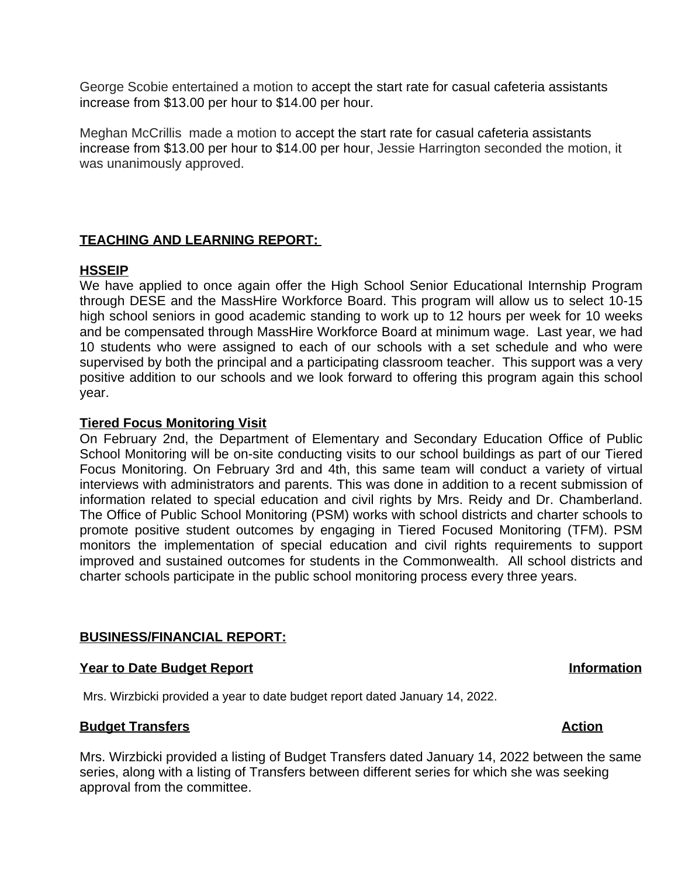George Scobie entertained a motion to accept the start rate for casual cafeteria assistants increase from $13.00 per hour to $14.00 per hour.

Meghan McCrillis made a motion to accept the start rate for casual cafeteria assistants increase from $13.00 per hour to $14.00 per hour, Jessie Harrington seconded the motion, it was unanimously approved.

**TEACHING AND LEARNING REPORT:**

**HSSEIP**

We have applied to once again offer the High School Senior Educational Internship Program through DESE and the MassHire Workforce Board. This program will allow us to select 10-15 high school seniors in good academic standing to work up to 12 hours per week for 10 weeks and be compensated through MassHire Workforce Board at minimum wage. Last year, we had 10 students who were assigned to each of our schools with a set schedule and who were supervised by both the principal and a participating classroom teacher. This support was a very positive addition to our schools and we look forward to offering this program again this school year.

**Tiered Focus Monitoring Visit**

On February 2nd, the Department of Elementary and Secondary Education Office of Public School Monitoring will be on-site conducting visits to our school buildings as part of our Tiered Focus Monitoring. On February 3rd and 4th, this same team will conduct a variety of virtual interviews with administrators and parents. This was done in addition to a recent submission of information related to special education and civil rights by Mrs. Reidy and Dr. Chamberland. The Office of Public School Monitoring (PSM) works with school districts and charter schools to promote positive student outcomes by engaging in Tiered Focused Monitoring (TFM). PSM monitors the implementation of special education and civil rights requirements to support improved and sustained outcomes for students in the Commonwealth. All school districts and charter schools participate in the public school monitoring process every three years.

**BUSINESS/FINANCIAL REPORT:**

**Year to Date Budget Report** **Information**

Mrs. Wirzbicki provided a year to date budget report dated January 14, 2022.

**Budget Transfers** **Action**

Mrs. Wirzbicki provided a listing of Budget Transfers dated January 14, 2022 between the same series, along with a listing of Transfers between different series for which she was seeking approval from the committee.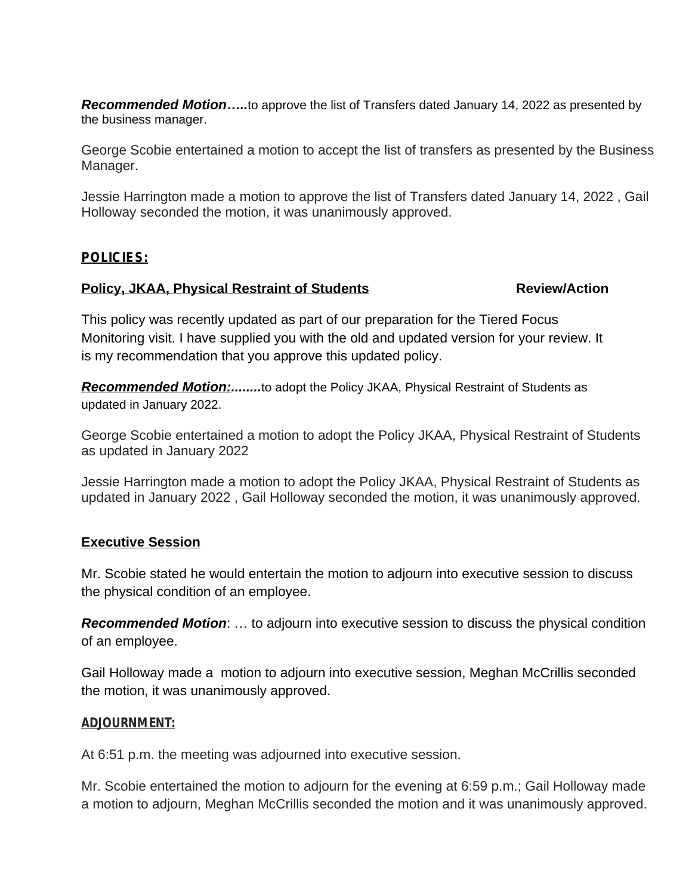***Recommended Motion…..***to approve the list of Transfers dated January 14, 2022 as presented by the business manager.

George Scobie entertained a motion to accept the list of transfers as presented by the Business Manager.

Jessie Harrington made a motion to approve the list of Transfers dated January 14, 2022 , Gail Holloway seconded the motion, it was unanimously approved.

## POLICIES:

**Policy, JKAA, Physical Restraint of Students** **Review/Action**

This policy was recently updated as part of our preparation for the Tiered Focus Monitoring visit. I have supplied you with the old and updated version for your review. It is my recommendation that you approve this updated policy.

***Recommended Motion:........***to adopt the Policy JKAA, Physical Restraint of Students as updated in January 2022.

George Scobie entertained a motion to adopt the Policy JKAA, Physical Restraint of Students as updated in January 2022

Jessie Harrington made a motion to adopt the Policy JKAA, Physical Restraint of Students as updated in January 2022 , Gail Holloway seconded the motion, it was unanimously approved.

**Executive Session**

Mr. Scobie stated he would entertain the motion to adjourn into executive session to discuss the physical condition of an employee.

***Recommended Motion***: … to adjourn into executive session to discuss the physical condition of an employee.

Gail Holloway made a motion to adjourn into executive session, Meghan McCrillis seconded the motion, it was unanimously approved.

## ADJOURNMENT:

At 6:51 p.m. the meeting was adjourned into executive session.

Mr. Scobie entertained the motion to adjourn for the evening at 6:59 p.m.; Gail Holloway made a motion to adjourn, Meghan McCrillis seconded the motion and it was unanimously approved.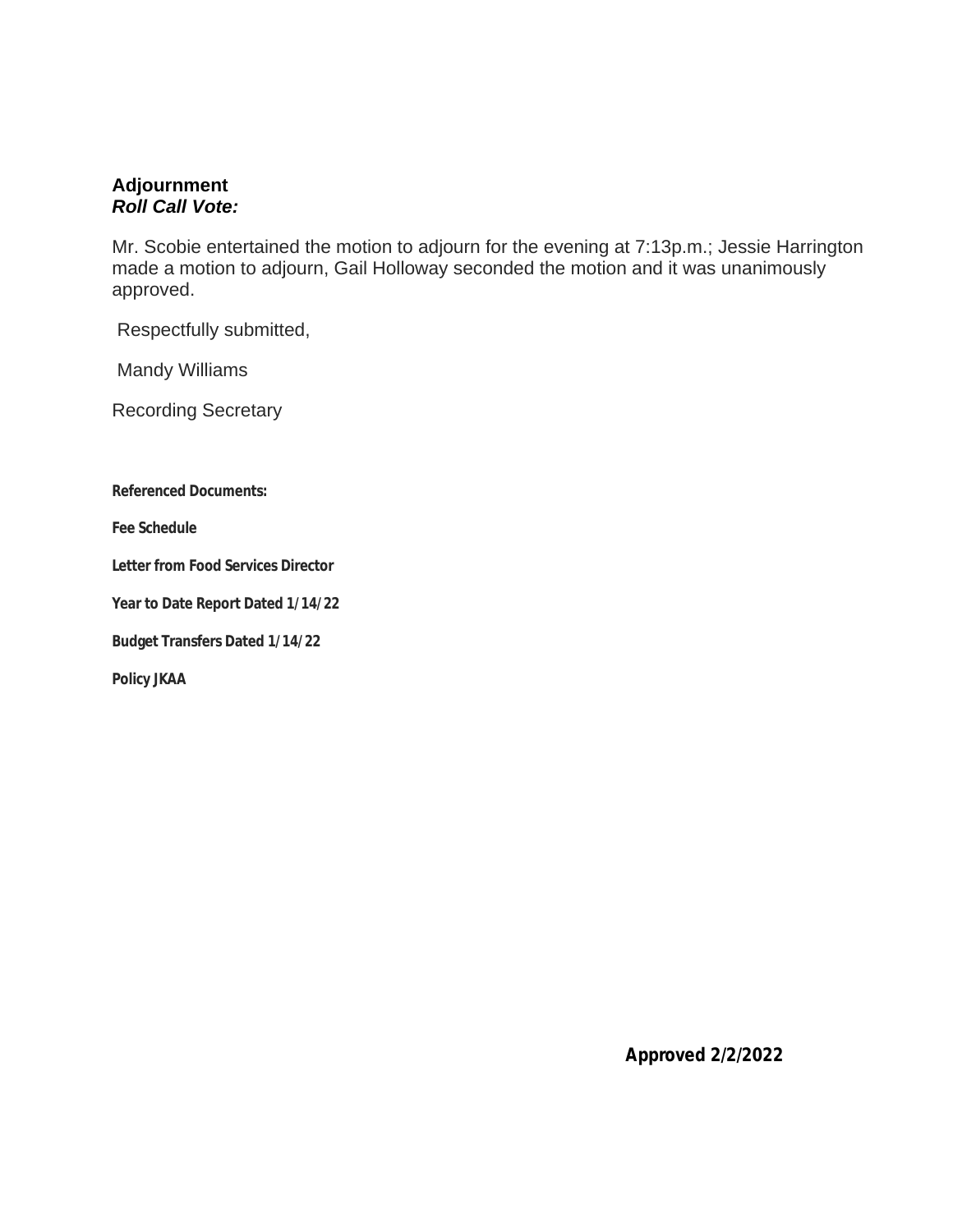**Adjournment**
***Roll Call Vote:***

Mr. Scobie entertained the motion to adjourn for the evening at 7:13p.m.; Jessie Harrington made a motion to adjourn, Gail Holloway seconded the motion and it was unanimously approved.

Respectfully submitted,

Mandy Williams

Recording Secretary

**Referenced Documents:**

**Fee Schedule**

**Letter from Food Services Director**

**Year to Date Report Dated 1/14/22**

**Budget Transfers Dated 1/14/22**

**Policy JKAA**

**Approved 2/2/2022**